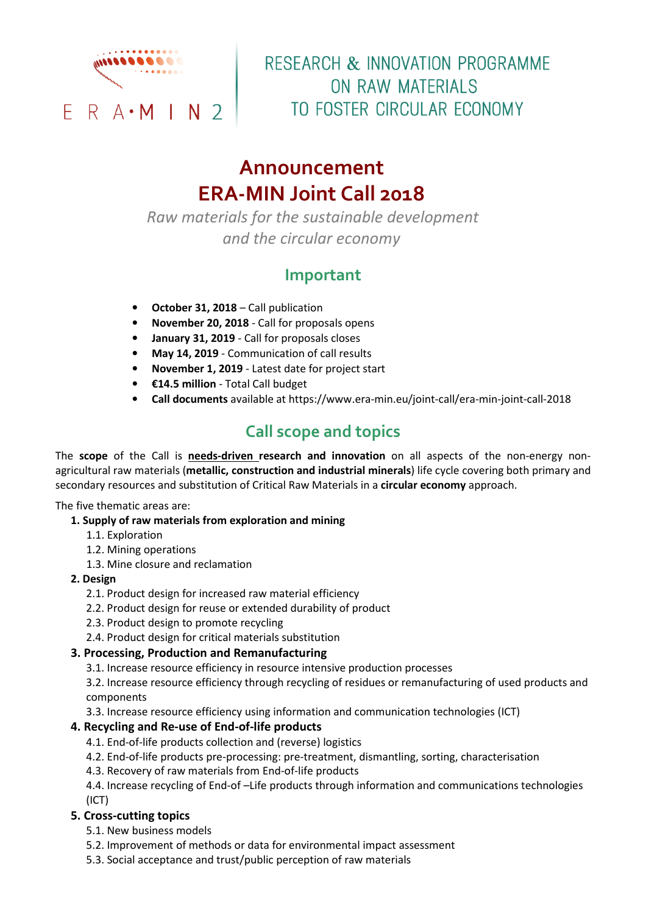ERA·MIN 2

RESEARCH & INNOVATION PROGRAMME ON RAW MATERIALS TO FOSTER CIRCULAR ECONOMY

# Announcement
# ERA-MIN Joint Call 2018

*Raw materials for the sustainable development and the circular economy*

## Important

- **October 31, 2018** – Call publication
- **November 20, 2018** - Call for proposals opens
- **January 31, 2019** - Call for proposals closes
- **May 14, 2019** - Communication of call results
- **November 1, 2019** - Latest date for project start
- **€14.5 million** - Total Call budget
- **Call documents** available at https://www.era-min.eu/joint-call/era-min-joint-call-2018

## Call scope and topics

The **scope** of the Call is **needs-driven research and innovation** on all aspects of the non-energy non-agricultural raw materials (**metallic, construction and industrial minerals**) life cycle covering both primary and secondary resources and substitution of Critical Raw Materials in a **circular economy** approach.

The five thematic areas are:

1. **Supply of raw materials from exploration and mining**
   - 1.1. Exploration
   - 1.2. Mining operations
   - 1.3. Mine closure and reclamation
2. **Design**
   - 2.1. Product design for increased raw material efficiency
   - 2.2. Product design for reuse or extended durability of product
   - 2.3. Product design to promote recycling
   - 2.4. Product design for critical materials substitution
3. **Processing, Production and Remanufacturing**
   - 3.1. Increase resource efficiency in resource intensive production processes
   - 3.2. Increase resource efficiency through recycling of residues or remanufacturing of used products and components
   - 3.3. Increase resource efficiency using information and communication technologies (ICT)
4. **Recycling and Re-use of End-of-life products**
   - 4.1. End-of-life products collection and (reverse) logistics
   - 4.2. End-of-life products pre-processing: pre-treatment, dismantling, sorting, characterisation
   - 4.3. Recovery of raw materials from End-of-life products
   - 4.4. Increase recycling of End-of –Life products through information and communications technologies (ICT)
5. **Cross-cutting topics**
   - 5.1. New business models
   - 5.2. Improvement of methods or data for environmental impact assessment
   - 5.3. Social acceptance and trust/public perception of raw materials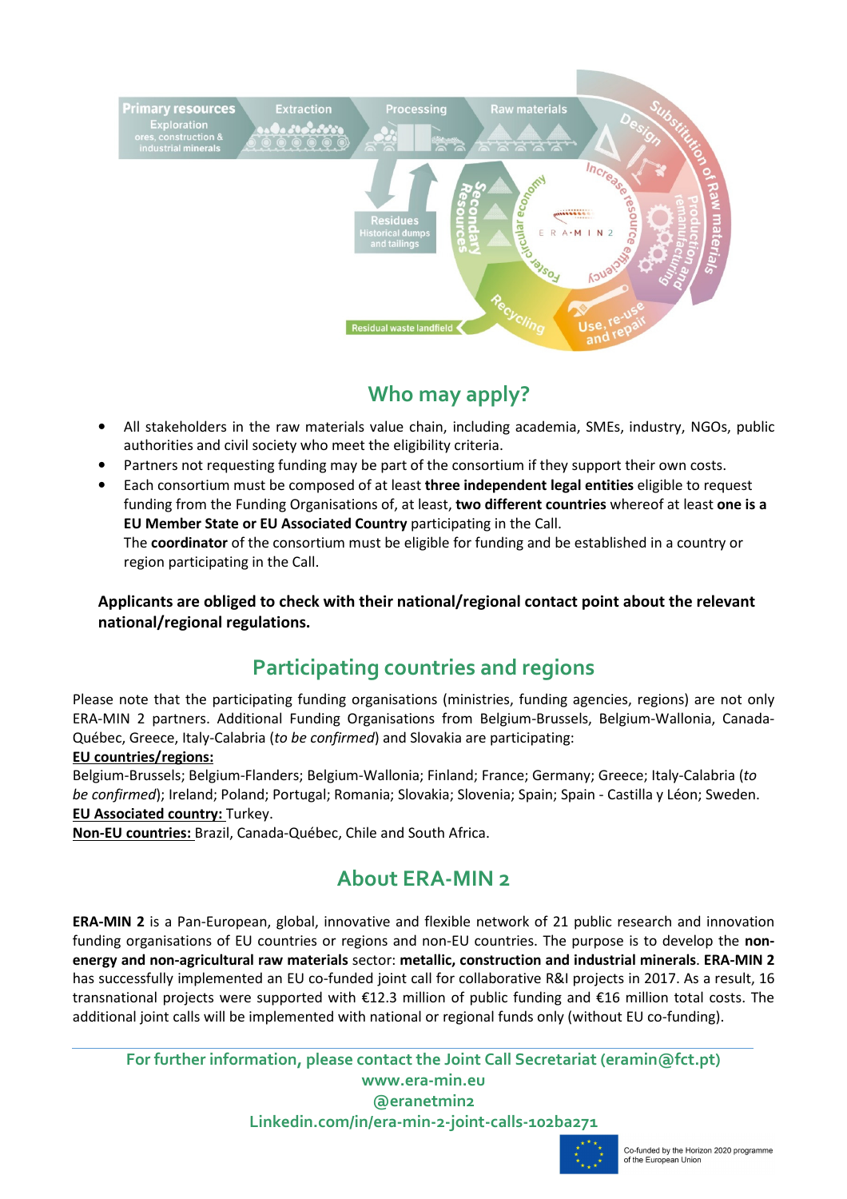Primary resources
Exploration
ores, construction & industrial minerals
Extraction
Processing
Raw materials
Design
Substitution of Raw materials
Production and remanufacturing
Increase resource efficiency
Secondary Resources
Foster circular economy
ERA-MIN 2
Residues
Historical dumps and tailings
Residual waste landfield
Recycling
Use, re-use and repair

## Who may apply?

- All stakeholders in the raw materials value chain, including academia, SMEs, industry, NGOs, public authorities and civil society who meet the eligibility criteria.
- Partners not requesting funding may be part of the consortium if they support their own costs.
- Each consortium must be composed of at least **three independent legal entities** eligible to request funding from the Funding Organisations of, at least, **two different countries** whereof at least **one is a EU Member State or EU Associated Country** participating in the Call.
  The **coordinator** of the consortium must be eligible for funding and be established in a country or region participating in the Call.

**Applicants are obliged to check with their national/regional contact point about the relevant national/regional regulations.**

## Participating countries and regions

Please note that the participating funding organisations (ministries, funding agencies, regions) are not only ERA-MIN 2 partners. Additional Funding Organisations from Belgium-Brussels, Belgium-Wallonia, Canada-Québec, Greece, Italy-Calabria (*to be confirmed*) and Slovakia are participating:

**EU countries/regions:**
Belgium-Brussels; Belgium-Flanders; Belgium-Wallonia; Finland; France; Germany; Greece; Italy-Calabria (*to be confirmed*); Ireland; Poland; Portugal; Romania; Slovakia; Slovenia; Spain; Spain - Castilla y Léon; Sweden.
**EU Associated country:** Turkey.
**Non-EU countries:** Brazil, Canada-Québec, Chile and South Africa.

## About ERA-MIN 2

**ERA-MIN 2** is a Pan-European, global, innovative and flexible network of 21 public research and innovation funding organisations of EU countries or regions and non-EU countries. The purpose is to develop the **non-energy and non-agricultural raw materials** sector: **metallic, construction and industrial minerals**. **ERA-MIN 2** has successfully implemented an EU co-funded joint call for collaborative R&I projects in 2017. As a result, 16 transnational projects were supported with €12.3 million of public funding and €16 million total costs. The additional joint calls will be implemented with national or regional funds only (without EU co-funding).

**For further information, please contact the Joint Call Secretariat (eramin@fct.pt)**
**www.era-min.eu**
**@eranetmin2**
**Linkedin.com/in/era-min-2-joint-calls-102ba271**

Co-funded by the Horizon 2020 programme of the European Union